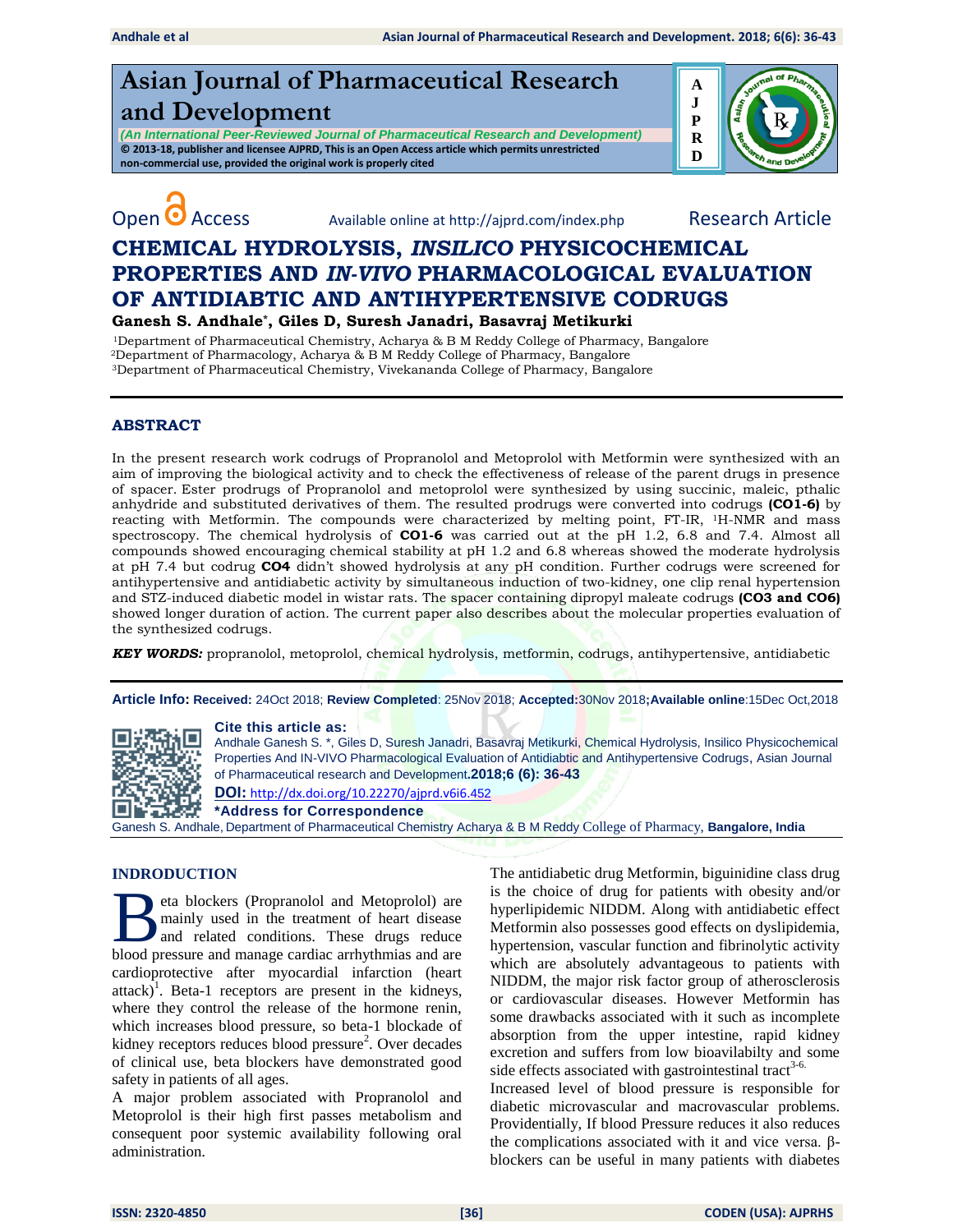# Asian Journal of Pharmaceutical Research and Development

*(An International Peer-Reviewed Journal of Pharmaceutical Research and Development)*

**© 2013-18, publisher and licensee AJPRD, This is an Open Access article which permits unrestricted non-commercial use, provided the original work is properly cited**

Open Access Available online at http://ajprd.com/index.php Research Article

# CHEMICAL HYDROLYSIS, *INSILICO* PHYSICOCHEMICAL PROPERTIES AND *IN-VIVO* PHARMACOLOGICAL EVALUATION OF ANTIDIABTIC AND ANTIHYPERTENSIVE CODRUGS

**Ganesh S. Andhale*, Giles D, Suresh Janadri, Basavraj Metikurki**

[1]Department of Pharmaceutical Chemistry, Acharya & B M Reddy College of Pharmacy, Bangalore
[2]Department of Pharmacology, Acharya & B M Reddy College of Pharmacy, Bangalore
[3]Department of Pharmaceutical Chemistry, Vivekananda College of Pharmacy, Bangalore

## ABSTRACT

In the present research work codrugs of Propranolol and Metoprolol with Metformin were synthesized with an aim of improving the biological activity and to check the effectiveness of release of the parent drugs in presence of spacer. Ester prodrugs of Propranolol and metoprolol were synthesized by using succinic, maleic, pthalic anhydride and substituted derivatives of them. The resulted prodrugs were converted into codrugs **(CO1-6)** by reacting with Metformin. The compounds were characterized by melting point, FT-IR, [1]H-NMR and mass spectroscopy. The chemical hydrolysis of **CO1-6** was carried out at the pH 1.2, 6.8 and 7.4. Almost all compounds showed encouraging chemical stability at pH 1.2 and 6.8 whereas showed the moderate hydrolysis at pH 7.4 but codrug **CO4** didn't showed hydrolysis at any pH condition. Further codrugs were screened for antihypertensive and antidiabetic activity by simultaneous induction of two-kidney, one clip renal hypertension and STZ-induced diabetic model in wistar rats. The spacer containing dipropyl maleate codrugs **(CO3 and CO6)** showed longer duration of action. The current paper also describes about the molecular properties evaluation of the synthesized codrugs.

***KEY WORDS:*** propranolol, metoprolol, chemical hydrolysis, metformin, codrugs, antihypertensive, antidiabetic

**Article Info: Received:** 24Oct 2018; **Review Completed**: 25Nov 2018; **Accepted:**30Nov 2018**;Available online**:15Dec Oct,2018

**Cite this article as:**

Andhale Ganesh S. *, Giles D, Suresh Janadri, Basavraj Metikurki, Chemical Hydrolysis, Insilico Physicochemical Properties And IN-VIVO Pharmacological Evaluation of Antidiabtic and Antihypertensive Codrugs, Asian Journal of Pharmaceutical research and Development.**2018;6 (6): 36-43**

**DOI:** http://dx.doi.org/10.22270/ajprd.v6i6.452

**\*Address for Correspondence**

Ganesh S. Andhale, Department of Pharmaceutical Chemistry Acharya & B M Reddy College of Pharmacy, **Bangalore, India**

## INDRODUCTION

Beta blockers (Propranolol and Metoprolol) are mainly used in the treatment of heart disease and related conditions. These drugs reduce blood pressure and manage cardiac arrhythmias and are cardioprotective after myocardial infarction (heart attack)[1]. Beta-1 receptors are present in the kidneys, where they control the release of the hormone renin, which increases blood pressure, so beta-1 blockade of kidney receptors reduces blood pressure[2]. Over decades of clinical use, beta blockers have demonstrated good safety in patients of all ages.

A major problem associated with Propranolol and Metoprolol is their high first passes metabolism and consequent poor systemic availability following oral administration.

The antidiabetic drug Metformin, biguinidine class drug is the choice of drug for patients with obesity and/or hyperlipidemic NIDDM. Along with antidiabetic effect Metformin also possesses good effects on dyslipidemia, hypertension, vascular function and fibrinolytic activity which are absolutely advantageous to patients with NIDDM, the major risk factor group of atherosclerosis or cardiovascular diseases. However Metformin has some drawbacks associated with it such as incomplete absorption from the upper intestine, rapid kidney excretion and suffers from low bioavailabilty and some side effects associated with gastrointestinal tract[3-6].

Increased level of blood pressure is responsible for diabetic microvascular and macrovascular problems. Providentially, If blood Pressure reduces it also reduces the complications associated with it and vice versa. β-blockers can be useful in many patients with diabetes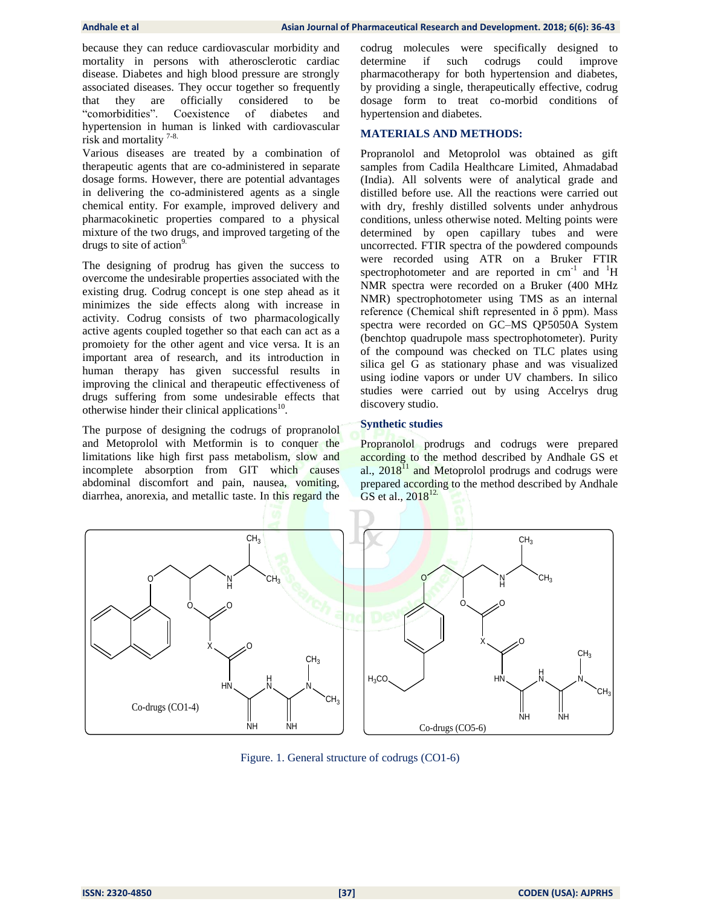because they can reduce cardiovascular morbidity and mortality in persons with atherosclerotic cardiac disease. Diabetes and high blood pressure are strongly associated diseases. They occur together so frequently that they are officially considered to be "comorbidities". Coexistence of diabetes and hypertension in human is linked with cardiovascular risk and mortality [7-8].

Various diseases are treated by a combination of therapeutic agents that are co-administered in separate dosage forms. However, there are potential advantages in delivering the co-administered agents as a single chemical entity. For example, improved delivery and pharmacokinetic properties compared to a physical mixture of the two drugs, and improved targeting of the drugs to site of action[9].

The designing of prodrug has given the success to overcome the undesirable properties associated with the existing drug. Codrug concept is one step ahead as it minimizes the side effects along with increase in activity. Codrug consists of two pharmacologically active agents coupled together so that each can act as a promoiety for the other agent and vice versa. It is an important area of research, and its introduction in human therapy has given successful results in improving the clinical and therapeutic effectiveness of drugs suffering from some undesirable effects that otherwise hinder their clinical applications[10].

The purpose of designing the codrugs of propranolol and Metoprolol with Metformin is to conquer the limitations like high first pass metabolism, slow and incomplete absorption from GIT which causes abdominal discomfort and pain, nausea, vomiting, diarrhea, anorexia, and metallic taste. In this regard the codrug molecules were specifically designed to determine if such codrugs could improve pharmacotherapy for both hypertension and diabetes, by providing a single, therapeutically effective, codrug dosage form to treat co-morbid conditions of hypertension and diabetes.

## MATERIALS AND METHODS:

Propranolol and Metoprolol was obtained as gift samples from Cadila Healthcare Limited, Ahmadabad (India). All solvents were of analytical grade and distilled before use. All the reactions were carried out with dry, freshly distilled solvents under anhydrous conditions, unless otherwise noted. Melting points were determined by open capillary tubes and were uncorrected. FTIR spectra of the powdered compounds were recorded using ATR on a Bruker FTIR spectrophotometer and are reported in $cm^{-1}$ and $^{1}H$ NMR spectra were recorded on a Bruker (400 MHz NMR) spectrophotometer using TMS as an internal reference (Chemical shift represented in δ ppm). Mass spectra were recorded on GC–MS QP5050A System (benchtop quadrupole mass spectrophotometer). Purity of the compound was checked on TLC plates using silica gel G as stationary phase and was visualized using iodine vapors or under UV chambers. In silico studies were carried out by using Accelrys drug discovery studio.

### Synthetic studies

Propranolol prodrugs and codrugs were prepared according to the method described by Andhale GS et al., 2018[11] and Metoprolol prodrugs and codrugs were prepared according to the method described by Andhale GS et al., 2018[12].

Figure. 1. General structure of codrugs (CO1-6)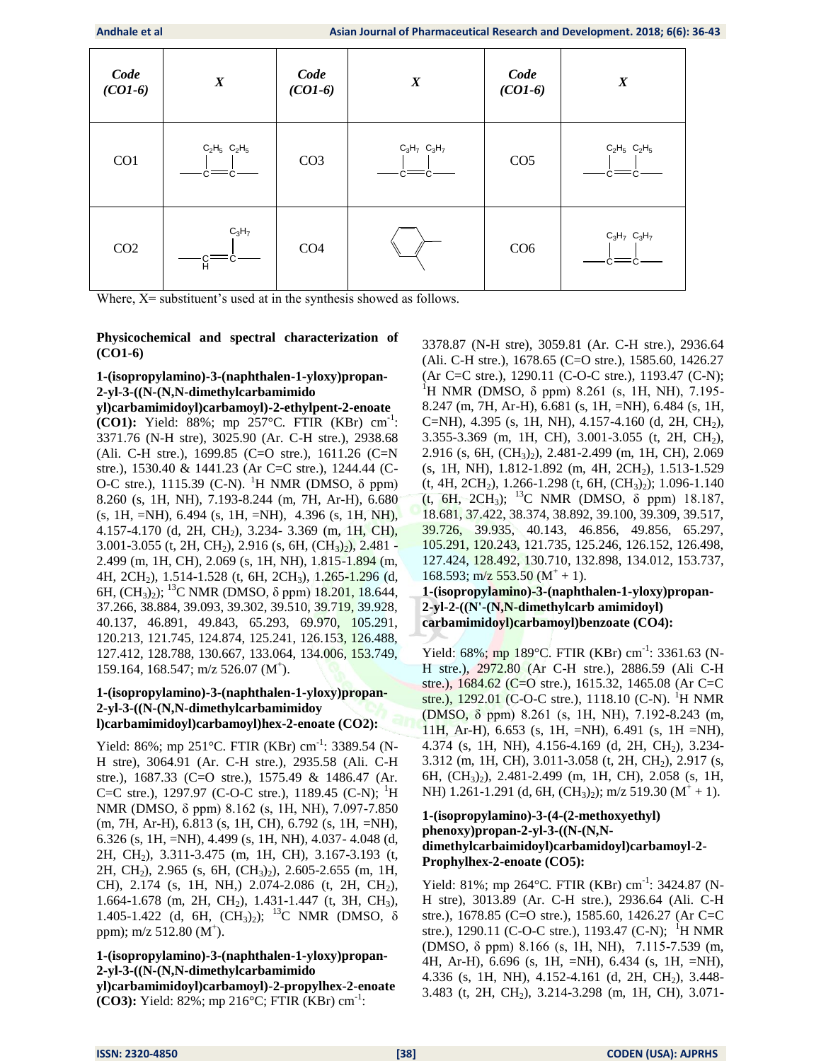| Code (CO1-6) | X | Code (CO1-6) | X | Code (CO1-6) | X |
|---|---|---|---|---|---|
| CO1 | $-C(C_2H_5)=C(C_2H_5)-$ | CO3 | $-C(C_3H_7)=C(C_3H_7)-$ | CO5 | $-C(C_2H_5)=C(C_2H_5)-$ |
| CO2 | $-CH=C(C_3H_7)-$ | CO4 | (1,2-phenylene) | CO6 | $-C(C_3H_7)=C(C_3H_7)-$ |

Where, X= substituent's used at in the synthesis showed as follows.

**Physicochemical and spectral characterization of (CO1-6)**

**1-(isopropylamino)-3-(naphthalen-1-yloxy)propan-2-yl-3-((N-(N,N-dimethylcarbamimido yl)carbamimidoyl)carbamoyl)-2-ethylpent-2-enoate (CO1):** Yield: 88%; mp 257°C. FTIR (KBr) $cm^{-1}$: 3371.76 (N-H stre), 3025.90 (Ar. C-H stre.), 2938.68 (Ali. C-H stre.), 1699.85 (C=O stre.), 1611.26 (C=N stre.), 1530.40 & 1441.23 (Ar C=C stre.), 1244.44 (C-O-C stre.), 1115.39 (C-N). $^1$H NMR (DMSO, δ ppm) 8.260 (s, 1H, NH), 7.193-8.244 (m, 7H, Ar-H), 6.680 (s, 1H, =NH), 6.494 (s, 1H, =NH), 4.396 (s, 1H, NH), 4.157-4.170 (d, 2H, $CH_2$), 3.234- 3.369 (m, 1H, CH), 3.001-3.055 (t, 2H, $CH_2$), 2.916 (s, 6H, $(CH_3)_2$), 2.481 - 2.499 (m, 1H, CH), 2.069 (s, 1H, NH), 1.815-1.894 (m, 4H, $2CH_2$), 1.514-1.528 (t, 6H, $2CH_3$), 1.265-1.296 (d, 6H, $(CH_3)_2$); $^{13}$C NMR (DMSO, δ ppm) 18.201, 18.644, 37.266, 38.884, 39.093, 39.302, 39.510, 39.719, 39.928, 40.137, 46.891, 49.843, 65.293, 69.970, 105.291, 120.213, 121.745, 124.874, 125.241, 126.153, 126.488, 127.412, 128.788, 130.667, 133.064, 134.006, 153.749, 159.164, 168.547; m/z 526.07 ($M^+$).

**1-(isopropylamino)-3-(naphthalen-1-yloxy)propan-2-yl-3-((N-(N,N-dimethylcarbamimidoy l)carbamimidoyl)carbamoyl)hex-2-enoate (CO2):**

Yield: 86%; mp 251°C. FTIR (KBr) $cm^{-1}$: 3389.54 (N-H stre), 3064.91 (Ar. C-H stre.), 2935.58 (Ali. C-H stre.), 1687.33 (C=O stre.), 1575.49 & 1486.47 (Ar. C=C stre.), 1297.97 (C-O-C stre.), 1189.45 (C-N); $^1$H NMR (DMSO, δ ppm) 8.162 (s, 1H, NH), 7.097-7.850 (m, 7H, Ar-H), 6.813 (s, 1H, CH), 6.792 (s, 1H, =NH), 6.326 (s, 1H, =NH), 4.499 (s, 1H, NH), 4.037- 4.048 (d, 2H, $CH_2$), 3.311-3.475 (m, 1H, CH), 3.167-3.193 (t, 2H, $CH_2$), 2.965 (s, 6H, $(CH_3)_2$), 2.605-2.655 (m, 1H, CH), 2.174 (s, 1H, NH,) 2.074-2.086 (t, 2H, $CH_2$), 1.664-1.678 (m, 2H, $CH_2$), 1.431-1.447 (t, 3H, $CH_3$), 1.405-1.422 (d, 6H, $(CH_3)_2$); $^{13}$C NMR (DMSO, δ ppm); m/z 512.80 ($M^+$).

**1-(isopropylamino)-3-(naphthalen-1-yloxy)propan-2-yl-3-((N-(N,N-dimethylcarbamimido yl)carbamimidoyl)carbamoyl)-2-propylhex-2-enoate (CO3):** Yield: 82%; mp 216°C; FTIR (KBr) $cm^{-1}$: 3378.87 (N-H stre), 3059.81 (Ar. C-H stre.), 2936.64 (Ali. C-H stre.), 1678.65 (C=O stre.), 1585.60, 1426.27 (Ar C=C stre.), 1290.11 (C-O-C stre.), 1193.47 (C-N); $^1$H NMR (DMSO, δ ppm) 8.261 (s, 1H, NH), 7.195-8.247 (m, 7H, Ar-H), 6.681 (s, 1H, =NH), 6.484 (s, 1H, C=NH), 4.395 (s, 1H, NH), 4.157-4.160 (d, 2H, $CH_2$), 3.355-3.369 (m, 1H, CH), 3.001-3.055 (t, 2H, $CH_2$), 2.916 (s, 6H, $(CH_3)_2$), 2.481-2.499 (m, 1H, CH), 2.069 (s, 1H, NH), 1.812-1.892 (m, 4H, $2CH_2$), 1.513-1.529 (t, 4H, $2CH_2$), 1.266-1.298 (t, 6H, $(CH_3)_2$); 1.096-1.140 (t, 6H, $2CH_3$); $^{13}$C NMR (DMSO, δ ppm) 18.187, 18.681, 37.422, 38.374, 38.892, 39.100, 39.309, 39.517, 39.726, 39.935, 40.143, 46.856, 49.856, 65.297, 105.291, 120.243, 121.735, 125.246, 126.152, 126.498, 127.424, 128.492, 130.710, 132.898, 134.012, 153.737, 168.593; m/z 553.50 ($M^+$ + 1).

**1-(isopropylamino)-3-(naphthalen-1-yloxy)propan-2-yl-2-((N'-(N,N-dimethylcarb amimidoyl) carbamimidoyl)carbamoyl)benzoate (CO4):**

Yield: 68%; mp 189°C. FTIR (KBr) $cm^{-1}$: 3361.63 (N-H stre.), 2972.80 (Ar C-H stre.), 2886.59 (Ali C-H stre.), 1684.62 (C=O stre.), 1615.32, 1465.08 (Ar C=C stre.), 1292.01 (C-O-C stre.), 1118.10 (C-N). $^1$H NMR (DMSO, δ ppm) 8.261 (s, 1H, NH), 7.192-8.243 (m, 11H, Ar-H), 6.653 (s, 1H, =NH), 6.491 (s, 1H =NH), 4.374 (s, 1H, NH), 4.156-4.169 (d, 2H, $CH_2$), 3.234-3.312 (m, 1H, CH), 3.011-3.058 (t, 2H, $CH_2$), 2.917 (s, 6H, $(CH_3)_2$), 2.481-2.499 (m, 1H, CH), 2.058 (s, 1H, NH) 1.261-1.291 (d, 6H, $(CH_3)_2$); m/z 519.30 ($M^+$ + 1).

**1-(isopropylamino)-3-(4-(2-methoxyethyl) phenoxy)propan-2-yl-3-((N-(N,N-dimethylcarbaimidoyl)carbamidoyl)carbamoyl-2-Prophylhex-2-enoate (CO5):**

Yield: 81%; mp 264°C. FTIR (KBr) $cm^{-1}$: 3424.87 (N-H stre), 3013.89 (Ar. C-H stre.), 2936.64 (Ali. C-H stre.), 1678.85 (C=O stre.), 1585.60, 1426.27 (Ar C=C stre.), 1290.11 (C-O-C stre.), 1193.47 (C-N); $^1$H NMR (DMSO, δ ppm) 8.166 (s, 1H, NH), 7.115-7.539 (m, 4H, Ar-H), 6.696 (s, 1H, =NH), 6.434 (s, 1H, =NH), 4.336 (s, 1H, NH), 4.152-4.161 (d, 2H, $CH_2$), 3.448-3.483 (t, 2H, $CH_2$), 3.214-3.298 (m, 1H, CH), 3.071-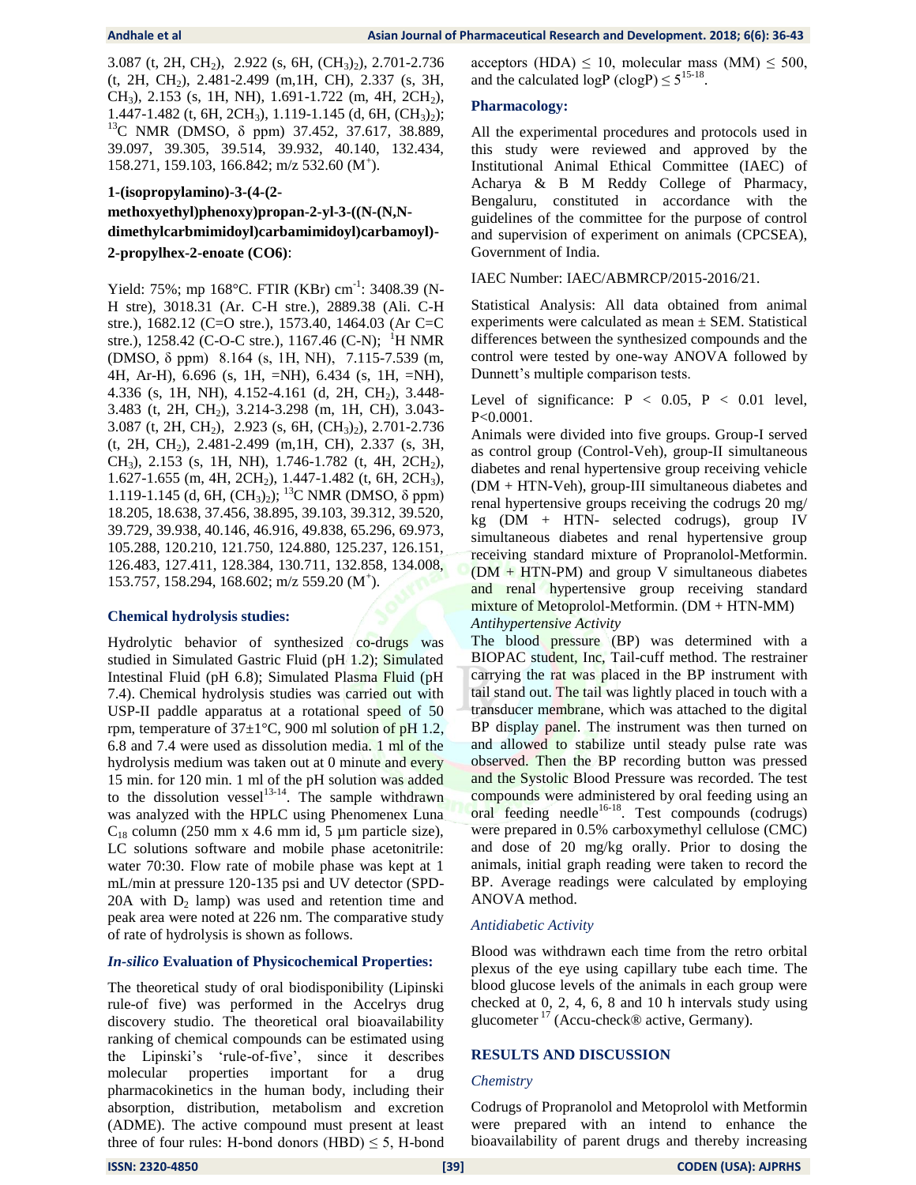3.087 (t, 2H, $CH_2$), 2.922 (s, 6H, $(CH_3)_2$), 2.701-2.736 (t, 2H, $CH_2$), 2.481-2.499 (m,1H, CH), 2.337 (s, 3H, $CH_3$), 2.153 (s, 1H, NH), 1.691-1.722 (m, 4H, $2CH_2$), 1.447-1.482 (t, 6H, $2CH_3$), 1.119-1.145 (d, 6H, $(CH_3)_2$); $^{13}$C NMR (DMSO, δ ppm) 37.452, 37.617, 38.889, 39.097, 39.305, 39.514, 39.932, 40.140, 132.434, 158.271, 159.103, 166.842; m/z 532.60 ($M^+$).

**1-(isopropylamino)-3-(4-(2-methoxyethyl)phenoxy)propan-2-yl-3-((N-(N,N-dimethylcarbmimidoyl)carbamimidoyl)carbamoyl)-2-propylhex-2-enoate (CO6)**:

Yield: 75%; mp 168°C. FTIR (KBr) $cm^{-1}$: 3408.39 (N-H stre), 3018.31 (Ar. C-H stre.), 2889.38 (Ali. C-H stre.), 1682.12 (C=O stre.), 1573.40, 1464.03 (Ar C=C stre.), 1258.42 (C-O-C stre.), 1167.46 (C-N); $^{1}$H NMR (DMSO, δ ppm) 8.164 (s, 1H, NH), 7.115-7.539 (m, 4H, Ar-H), 6.696 (s, 1H, =NH), 6.434 (s, 1H, =NH), 4.336 (s, 1H, NH), 4.152-4.161 (d, 2H, $CH_2$), 3.448-3.483 (t, 2H, $CH_2$), 3.214-3.298 (m, 1H, CH), 3.043-3.087 (t, 2H, $CH_2$), 2.923 (s, 6H, $(CH_3)_2$), 2.701-2.736 (t, 2H, $CH_2$), 2.481-2.499 (m,1H, CH), 2.337 (s, 3H, $CH_3$), 2.153 (s, 1H, NH), 1.746-1.782 (t, 4H, $2CH_2$), 1.627-1.655 (m, 4H, $2CH_2$), 1.447-1.482 (t, 6H, $2CH_3$), 1.119-1.145 (d, 6H, $(CH_3)_2$); $^{13}$C NMR (DMSO, δ ppm) 18.205, 18.638, 37.456, 38.895, 39.103, 39.312, 39.520, 39.729, 39.938, 40.146, 46.916, 49.838, 65.296, 69.973, 105.288, 120.210, 121.750, 124.880, 125.237, 126.151, 126.483, 127.411, 128.384, 130.711, 132.858, 134.008, 153.757, 158.294, 168.602; m/z 559.20 ($M^+$).

### Chemical hydrolysis studies:

Hydrolytic behavior of synthesized co-drugs was studied in Simulated Gastric Fluid (pH 1.2); Simulated Intestinal Fluid (pH 6.8); Simulated Plasma Fluid (pH 7.4). Chemical hydrolysis studies was carried out with USP-II paddle apparatus at a rotational speed of 50 rpm, temperature of 37±1°C, 900 ml solution of pH 1.2, 6.8 and 7.4 were used as dissolution media. 1 ml of the hydrolysis medium was taken out at 0 minute and every 15 min. for 120 min. 1 ml of the pH solution was added to the dissolution vessel[13-14]. The sample withdrawn was analyzed with the HPLC using Phenomenex Luna $C_{18}$ column (250 mm x 4.6 mm id, 5 µm particle size), LC solutions software and mobile phase acetonitrile: water 70:30. Flow rate of mobile phase was kept at 1 mL/min at pressure 120-135 psi and UV detector (SPD-20A with $D_2$ lamp) was used and retention time and peak area were noted at 226 nm. The comparative study of rate of hydrolysis is shown as follows.

### *In-silico* Evaluation of Physicochemical Properties:

The theoretical study of oral biodisponibility (Lipinski rule-of five) was performed in the Accelrys drug discovery studio. The theoretical oral bioavailability ranking of chemical compounds can be estimated using the Lipinski's 'rule-of-five', since it describes molecular properties important for a drug pharmacokinetics in the human body, including their absorption, distribution, metabolism and excretion (ADME). The active compound must present at least three of four rules: H-bond donors (HBD) ≤ 5, H-bond acceptors (HDA) ≤ 10, molecular mass (MM) ≤ 500, and the calculated logP (clogP) ≤ $5^{15-18}$.

### Pharmacology:

All the experimental procedures and protocols used in this study were reviewed and approved by the Institutional Animal Ethical Committee (IAEC) of Acharya & B M Reddy College of Pharmacy, Bengaluru, constituted in accordance with the guidelines of the committee for the purpose of control and supervision of experiment on animals (CPCSEA), Government of India.

IAEC Number: IAEC/ABMRCP/2015-2016/21.

Statistical Analysis: All data obtained from animal experiments were calculated as mean ± SEM. Statistical differences between the synthesized compounds and the control were tested by one-way ANOVA followed by Dunnett's multiple comparison tests.

Level of significance: $P < 0.05$, $P < 0.01$ level, $P<0.0001$.

Animals were divided into five groups. Group-I served as control group (Control-Veh), group-II simultaneous diabetes and renal hypertensive group receiving vehicle (DM + HTN-Veh), group-III simultaneous diabetes and renal hypertensive groups receiving the codrugs 20 mg/ kg (DM + HTN- selected codrugs), group IV simultaneous diabetes and renal hypertensive group receiving standard mixture of Propranolol-Metformin. (DM + HTN-PM) and group V simultaneous diabetes and renal hypertensive group receiving standard mixture of Metoprolol-Metformin. (DM + HTN-MM)

*Antihypertensive Activity*

The blood pressure (BP) was determined with a BIOPAC student, Inc, Tail-cuff method. The restrainer carrying the rat was placed in the BP instrument with tail stand out. The tail was lightly placed in touch with a transducer membrane, which was attached to the digital BP display panel. The instrument was then turned on and allowed to stabilize until steady pulse rate was observed. Then the BP recording button was pressed and the Systolic Blood Pressure was recorded. The test compounds were administered by oral feeding using an oral feeding needle[16-18]. Test compounds (codrugs) were prepared in 0.5% carboxymethyl cellulose (CMC) and dose of 20 mg/kg orally. Prior to dosing the animals, initial graph reading were taken to record the BP. Average readings were calculated by employing ANOVA method.

*Antidiabetic Activity*

Blood was withdrawn each time from the retro orbital plexus of the eye using capillary tube each time. The blood glucose levels of the animals in each group were checked at 0, 2, 4, 6, 8 and 10 h intervals study using glucometer [17] (Accu-check® active, Germany).

## RESULTS AND DISCUSSION

*Chemistry*

Codrugs of Propranolol and Metoprolol with Metformin were prepared with an intend to enhance the bioavailability of parent drugs and thereby increasing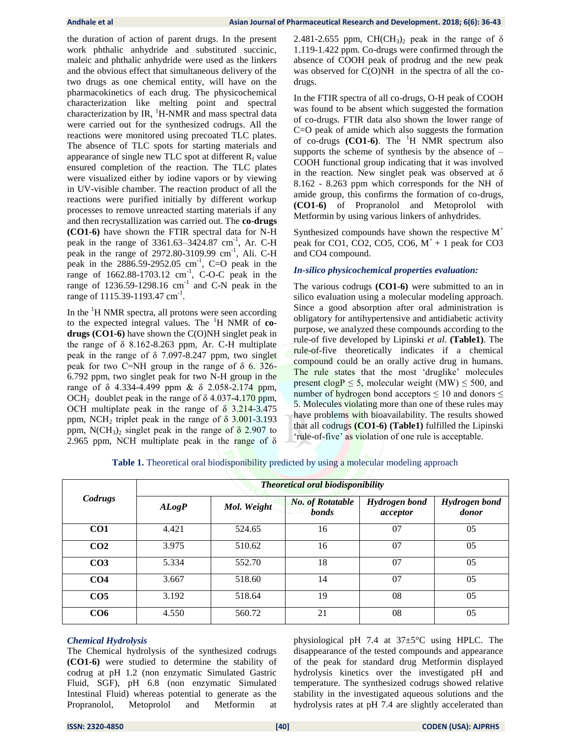the duration of action of parent drugs. In the present work phthalic anhydride and substituted succinic, maleic and phthalic anhydride were used as the linkers and the obvious effect that simultaneous delivery of the two drugs as one chemical entity, will have on the pharmacokinetics of each drug. The physicochemical characterization like melting point and spectral characterization by IR, $^1$H-NMR and mass spectral data were carried out for the synthesized codrugs. All the reactions were monitored using precoated TLC plates. The absence of TLC spots for starting materials and appearance of single new TLC spot at different $R_f$ value ensured completion of the reaction. The TLC plates were visualized either by iodine vapors or by viewing in UV-visible chamber. The reaction product of all the reactions were purified initially by different workup processes to remove unreacted starting materials if any and then recrystallization was carried out. The **co-drugs (CO1-6)** have shown the FTIR spectral data for N-H peak in the range of 3361.63–3424.87 $cm^{-1}$, Ar. C-H peak in the range of 2972.80-3109.99 $cm^{-1}$, Ali. C-H peak in the 2886.59-2952.05 $cm^{-1}$, C=O peak in the range of 1662.88-1703.12 $cm^{-1}$, C-O-C peak in the range of 1236.59-1298.16 $cm^{-1}$ and C-N peak in the range of 1115.39-1193.47 $cm^{-1}$.

In the $^1$H NMR spectra, all protons were seen according to the expected integral values. The $^1$H NMR of **co-drugs (CO1-6)** have shown the C(O)NH singlet peak in the range of δ 8.162-8.263 ppm, Ar. C-H multiplate peak in the range of δ 7.097-8.247 ppm, two singlet peak for two C=NH group in the range of δ 6. 326-6.792 ppm, two singlet peak for two N-H group in the range of δ 4.334-4.499 ppm & δ 2.058-2.174 ppm, $OCH_2$ doublet peak in the range of δ 4.037-4.170 ppm, OCH multiplate peak in the range of δ 3.214-3.475 ppm, $NCH_2$ triplet peak in the range of δ 3.001-3.193 ppm, $N(CH_3)_2$ singlet peak in the range of δ 2.907 to 2.965 ppm, NCH multiplate peak in the range of δ 2.481-2.655 ppm, $CH(CH_3)_2$ peak in the range of δ 1.119-1.422 ppm. Co-drugs were confirmed through the absence of COOH peak of prodrug and the new peak was observed for C(O)NH in the spectra of all the co-drugs.

In the FTIR spectra of all co-drugs, O-H peak of COOH was found to be absent which suggested the formation of co-drugs. FTIR data also shown the lower range of C=O peak of amide which also suggests the formation of co-drugs **(CO1-6)**. The $^1$H NMR spectrum also supports the scheme of synthesis by the absence of –COOH functional group indicating that it was involved in the reaction. New singlet peak was observed at δ 8.162 - 8.263 ppm which corresponds for the NH of amide group, this confirms the formation of co-drugs, **(CO1-6)** of Propranolol and Metoprolol with Metformin by using various linkers of anhydrides.

Synthesized compounds have shown the respective $M^+$ peak for CO1, CO2, CO5, CO6, $M^+ + 1$ peak for CO3 and CO4 compound.

### *In-silico physicochemical properties evaluation:*

The various codrugs **(CO1-6)** were submitted to an in silico evaluation using a molecular modeling approach. Since a good absorption after oral administration is obligatory for antihypertensive and antidiabetic activity purpose, we analyzed these compounds according to the rule-of five developed by Lipinski *et al*. **(Table1)**. The rule-of-five theoretically indicates if a chemical compound could be an orally active drug in humans. The rule states that the most 'druglike' molecules present clogP ≤ 5, molecular weight (MW) ≤ 500, and number of hydrogen bond acceptors ≤ 10 and donors ≤ 5. Molecules violating more than one of these rules may have problems with bioavailability. The results showed that all codrugs **(CO1-6) (Table1)** fulfilled the Lipinski 'rule-of-five' as violation of one rule is acceptable.

**Table 1.** Theoretical oral biodisponibility predicted by using a molecular modeling approach

| *Codrugs* | ***Theoretical oral biodisponibility*** | | | | |
|---|---|---|---|---|---|
| | ***ALogP*** | ***Mol. Weight*** | ***No. of Rotatable bonds*** | ***Hydrogen bond acceptor*** | ***Hydrogen bond donor*** |
| **CO1** | 4.421 | 524.65 | 16 | 07 | 05 |
| **CO2** | 3.975 | 510.62 | 16 | 07 | 05 |
| **CO3** | 5.334 | 552.70 | 18 | 07 | 05 |
| **CO4** | 3.667 | 518.60 | 14 | 07 | 05 |
| **CO5** | 3.192 | 518.64 | 19 | 08 | 05 |
| **CO6** | 4.550 | 560.72 | 21 | 08 | 05 |

### *Chemical Hydrolysis*

The Chemical hydrolysis of the synthesized codrugs **(CO1-6)** were studied to determine the stability of codrug at pH 1.2 (non enzymatic Simulated Gastric Fluid, SGF), pH 6.8 (non enzymatic Simulated Intestinal Fluid) whereas potential to generate as the Propranolol, Metoprolol and Metformin at physiological pH 7.4 at 37±5°C using HPLC. The disappearance of the tested compounds and appearance of the peak for standard drug Metformin displayed hydrolysis kinetics over the investigated pH and temperature. The synthesized codrugs showed relative stability in the investigated aqueous solutions and the hydrolysis rates at pH 7.4 are slightly accelerated than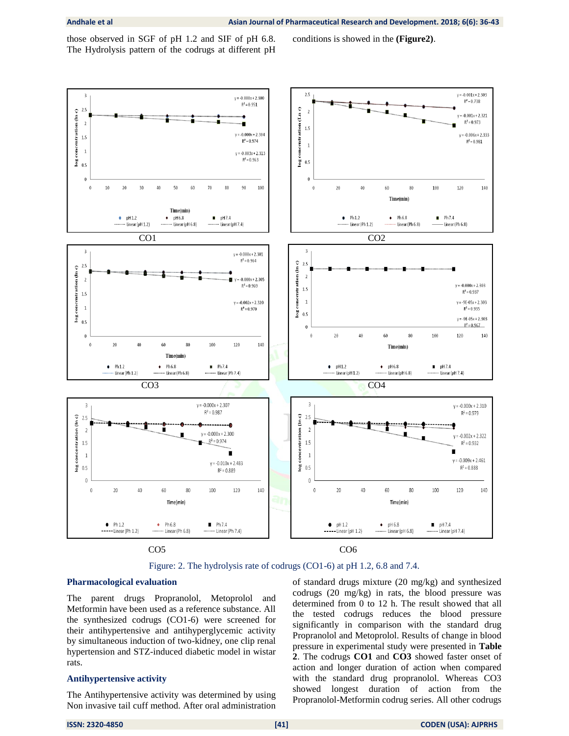those observed in SGF of pH 1.2 and SIF of pH 6.8. The Hydrolysis pattern of the codrugs at different pH conditions is showed in the **(Figure2)**.

Figure: 2. The hydrolysis rate of codrugs (CO1-6) at pH 1.2, 6.8 and 7.4.

### Pharmacological evaluation

The parent drugs Propranolol, Metoprolol and Metformin have been used as a reference substance. All the synthesized codrugs (CO1-6) were screened for their antihypertensive and antihyperglycemic activity by simultaneous induction of two-kidney, one clip renal hypertension and STZ-induced diabetic model in wistar rats.

### Antihypertensive activity

The Antihypertensive activity was determined by using Non invasive tail cuff method. After oral administration of standard drugs mixture (20 mg/kg) and synthesized codrugs (20 mg/kg) in rats, the blood pressure was determined from 0 to 12 h. The result showed that all the tested codrugs reduces the blood pressure significantly in comparison with the standard drug Propranolol and Metoprolol. Results of change in blood pressure in experimental study were presented in **Table 2**. The codrugs **CO1** and **CO3** showed faster onset of action and longer duration of action when compared with the standard drug propranolol. Whereas CO3 showed longest duration of action from the Propranolol-Metformin codrug series. All other codrugs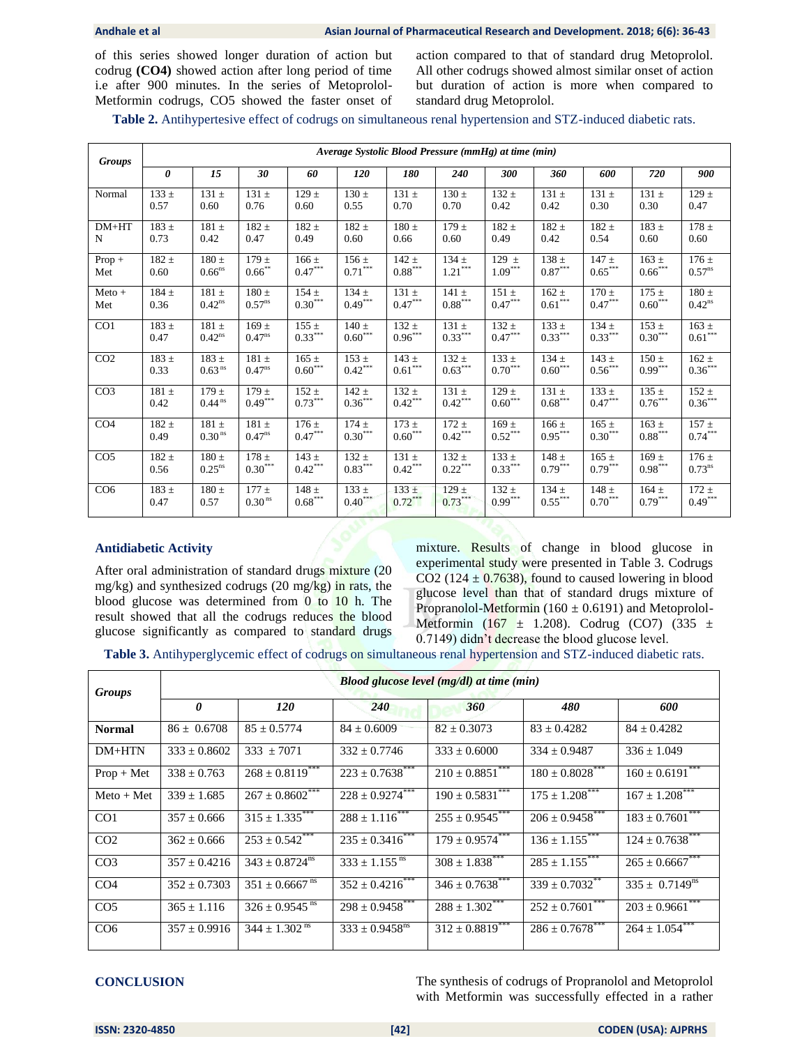of this series showed longer duration of action but codrug **(CO4)** showed action after long period of time i.e after 900 minutes. In the series of Metoprolol-Metformin codrugs, CO5 showed the faster onset of action compared to that of standard drug Metoprolol. All other codrugs showed almost similar onset of action but duration of action is more when compared to standard drug Metoprolol.

**Table 2.** Antihypertesive effect of codrugs on simultaneous renal hypertension and STZ-induced diabetic rats.

| Groups | *Average Systolic Blood Pressure (mmHg) at time (min)* | | | | | | | | | | | |
|---|---|---|---|---|---|---|---|---|---|---|---|---|
| | ***0*** | ***15*** | ***30*** | ***60*** | ***120*** | ***180*** | ***240*** | ***300*** | ***360*** | ***600*** | ***720*** | ***900*** |
| Normal | 133 ± 0.57 | 131 ± 0.60 | 131 ± 0.76 | 129 ± 0.60 | 130 ± 0.55 | 131 ± 0.70 | 130 ± 0.70 | 132 ± 0.42 | 131 ± 0.42 | 131 ± 0.30 | 131 ± 0.30 | 129 ± 0.47 |
| DM+HTN | 183 ± 0.73 | 181 ± 0.42 | 182 ± 0.47 | 182 ± 0.49 | 182 ± 0.60 | 180 ± 0.66 | 179 ± 0.60 | 182 ± 0.49 | 182 ± 0.42 | 182 ± 0.54 | 183 ± 0.60 | 178 ± 0.60 |
| Prop + Met | 182 ± 0.60 | 180 ± 0.66^ns^ | 179 ± 0.66^**^ | 166 ± 0.47^***^ | 156 ± 0.71^***^ | 142 ± 0.88^***^ | 134 ± 1.21^***^ | 129 ± 1.09^***^ | 138 ± 0.87^***^ | 147 ± 0.65^***^ | 163 ± 0.66^***^ | 176 ± 0.57^ns^ |
| Meto + Met | 184 ± 0.36 | 181 ± 0.42^ns^ | 180 ± 0.57^ns^ | 154 ± 0.30^***^ | 134 ± 0.49^***^ | 131 ± 0.47^***^ | 141 ± 0.88^***^ | 151 ± 0.47^***^ | 162 ± 0.61^***^ | 170 ± 0.47^***^ | 175 ± 0.60^***^ | 180 ± 0.42^ns^ |
| CO1 | 183 ± 0.47 | 181 ± 0.42^ns^ | 169 ± 0.47^ns^ | 155 ± 0.33^***^ | 140 ± 0.60^***^ | 132 ± 0.96^***^ | 131 ± 0.33^***^ | 132 ± 0.47^***^ | 133 ± 0.33^***^ | 134 ± 0.33^***^ | 153 ± 0.30^***^ | 163 ± 0.61^***^ |
| CO2 | 183 ± 0.33 | 183 ± 0.63^ns^ | 181 ± 0.47^ns^ | 165 ± 0.60^***^ | 153 ± 0.42^***^ | 143 ± 0.61^***^ | 132 ± 0.63^***^ | 133 ± 0.70^***^ | 134 ± 0.60^***^ | 143 ± 0.56^***^ | 150 ± 0.99^***^ | 162 ± 0.36^***^ |
| CO3 | 181 ± 0.42 | 179 ± 0.44^ns^ | 179 ± 0.49^***^ | 152 ± 0.73^***^ | 142 ± 0.36^***^ | 132 ± 0.42^***^ | 131 ± 0.42^***^ | 129 ± 0.60^***^ | 131 ± 0.68^***^ | 133 ± 0.47^***^ | 135 ± 0.76^***^ | 152 ± 0.36^***^ |
| CO4 | 182 ± 0.49 | 181 ± 0.30^ns^ | 181 ± 0.47^ns^ | 176 ± 0.47^***^ | 174 ± 0.30^***^ | 173 ± 0.60^***^ | 172 ± 0.42^***^ | 169 ± 0.52^***^ | 166 ± 0.95^***^ | 165 ± 0.30^***^ | 163 ± 0.88^***^ | 157 ± 0.74^***^ |
| CO5 | 182 ± 0.56 | 180 ± 0.25^ns^ | 178 ± 0.30^***^ | 143 ± 0.42^***^ | 132 ± 0.83^***^ | 131 ± 0.42^***^ | 132 ± 0.22^***^ | 133 ± 0.33^***^ | 148 ± 0.79^***^ | 165 ± 0.79^***^ | 169 ± 0.98^***^ | 176 ± 0.73^ns^ |
| CO6 | 183 ± 0.47 | 180 ± 0.57 | 177 ± 0.30^ns^ | 148 ± 0.68^***^ | 133 ± 0.40^***^ | 133 ± 0.72^***^ | 129 ± 0.73^***^ | 132 ± 0.99^***^ | 134 ± 0.55^***^ | 148 ± 0.70^***^ | 164 ± 0.79^***^ | 172 ± 0.49^***^ |

## Antidiabetic Activity

After oral administration of standard drugs mixture (20 mg/kg) and synthesized codrugs (20 mg/kg) in rats, the blood glucose was determined from 0 to 10 h. The result showed that all the codrugs reduces the blood glucose significantly as compared to standard drugs mixture. Results of change in blood glucose in experimental study were presented in Table 3. Codrugs CO2 (124 ± 0.7638), found to caused lowering in blood glucose level than that of standard drugs mixture of Propranolol-Metformin (160 ± 0.6191) and Metoprolol-Metformin (167 ± 1.208). Codrug (CO7) (335 ± 0.7149) didn't decrease the blood glucose level.

**Table 3.** Antihyperglycemic effect of codrugs on simultaneous renal hypertension and STZ-induced diabetic rats.

| Groups | *Blood glucose level (mg/dl) at time (min)* | | | | | |
|---|---|---|---|---|---|---|
| | ***0*** | ***120*** | ***240*** | ***360*** | ***480*** | ***600*** |
| **Normal** | 86 ± 0.6708 | 85 ± 0.5774 | 84 ± 0.6009 | 82 ± 0.3073 | 83 ± 0.4282 | 84 ± 0.4282 |
| DM+HTN | 333 ± 0.8602 | 333 ± 7071 | 332 ± 0.7746 | 333 ± 0.6000 | 334 ± 0.9487 | 336 ± 1.049 |
| Prop + Met | 338 ± 0.763 | 268 ± 0.8119^***^ | 223 ± 0.7638^***^ | 210 ± 0.8851^***^ | 180 ± 0.8028^***^ | 160 ± 0.6191^***^ |
| Meto + Met | 339 ± 1.685 | 267 ± 0.8602^***^ | 228 ± 0.9274^***^ | 190 ± 0.5831^***^ | 175 ± 1.208^***^ | 167 ± 1.208^***^ |
| CO1 | 357 ± 0.666 | 315 ± 1.335^***^ | 288 ± 1.116^***^ | 255 ± 0.9545^***^ | 206 ± 0.9458^***^ | 183 ± 0.7601^***^ |
| CO2 | 362 ± 0.666 | 253 ± 0.542^***^ | 235 ± 0.3416^***^ | 179 ± 0.9574^***^ | 136 ± 1.155^***^ | 124 ± 0.7638^***^ |
| CO3 | 357 ± 0.4216 | 343 ± 0.8724^ns^ | 333 ± 1.155^ns^ | 308 ± 1.838^***^ | 285 ± 1.155^***^ | 265 ± 0.6667^***^ |
| CO4 | 352 ± 0.7303 | 351 ± 0.6667^ns^ | 352 ± 0.4216^***^ | 346 ± 0.7638^***^ | 339 ± 0.7032^**^ | 335 ± 0.7149^ns^ |
| CO5 | 365 ± 1.116 | 326 ± 0.9545^ns^ | 298 ± 0.9458^***^ | 288 ± 1.302^***^ | 252 ± 0.7601^***^ | 203 ± 0.9661^***^ |
| CO6 | 357 ± 0.9916 | 344 ± 1.302^ns^ | 333 ± 0.9458^ns^ | 312 ± 0.8819^***^ | 286 ± 0.7678^***^ | 264 ± 1.054^***^ |

## CONCLUSION

The synthesis of codrugs of Propranolol and Metoprolol with Metformin was successfully effected in a rather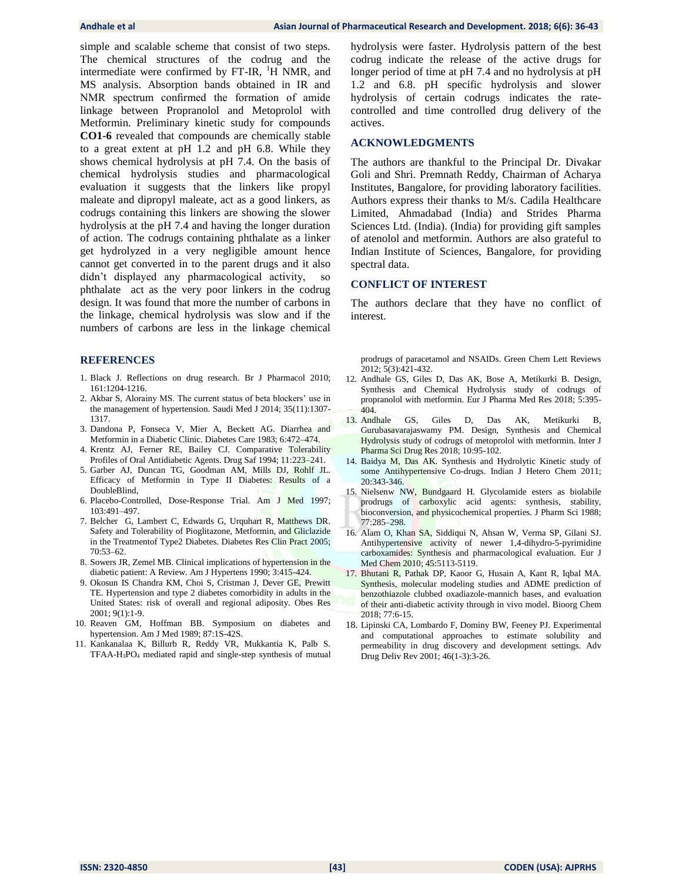simple and scalable scheme that consist of two steps. The chemical structures of the codrug and the intermediate were confirmed by FT-IR, $^{1}$H NMR, and MS analysis. Absorption bands obtained in IR and NMR spectrum confirmed the formation of amide linkage between Propranolol and Metoprolol with Metformin. Preliminary kinetic study for compounds **CO1-6** revealed that compounds are chemically stable to a great extent at pH 1.2 and pH 6.8. While they shows chemical hydrolysis at pH 7.4. On the basis of chemical hydrolysis studies and pharmacological evaluation it suggests that the linkers like propyl maleate and dipropyl maleate, act as a good linkers, as codrugs containing this linkers are showing the slower hydrolysis at the pH 7.4 and having the longer duration of action. The codrugs containing phthalate as a linker get hydrolyzed in a very negligible amount hence cannot get converted in to the parent drugs and it also didn't displayed any pharmacological activity, so phthalate act as the very poor linkers in the codrug design. It was found that more the number of carbons in the linkage, chemical hydrolysis was slow and if the numbers of carbons are less in the linkage chemical hydrolysis were faster. Hydrolysis pattern of the best codrug indicate the release of the active drugs for longer period of time at pH 7.4 and no hydrolysis at pH 1.2 and 6.8. pH specific hydrolysis and slower hydrolysis of certain codrugs indicates the rate-controlled and time controlled drug delivery of the actives.

## ACKNOWLEDGMENTS

The authors are thankful to the Principal Dr. Divakar Goli and Shri. Premnath Reddy, Chairman of Acharya Institutes, Bangalore, for providing laboratory facilities. Authors express their thanks to M/s. Cadila Healthcare Limited, Ahmadabad (India) and Strides Pharma Sciences Ltd. (India). (India) for providing gift samples of atenolol and metformin. Authors are also grateful to Indian Institute of Sciences, Bangalore, for providing spectral data.

## CONFLICT OF INTEREST

The authors declare that they have no conflict of interest.

## REFERENCES

1. Black J. Reflections on drug research. Br J Pharmacol 2010; 161:1204-1216.
2. Akbar S, Alorainy MS. The current status of beta blockers' use in the management of hypertension. Saudi Med J 2014; 35(11):1307-1317.
3. Dandona P, Fonseca V, Mier A, Beckett AG. Diarrhea and Metformin in a Diabetic Clinic. Diabetes Care 1983; 6:472–474.
4. Krentz AJ, Ferner RE, Bailey CJ. Comparative Tolerability Profiles of Oral Antidiabetic Agents. Drug Saf 1994; 11:223–241.
5. Garber AJ, Duncan TG, Goodman AM, Mills DJ, Rohlf JL. Efficacy of Metformin in Type II Diabetes: Results of a DoubleBlind,
6. Placebo-Controlled, Dose-Response Trial. Am J Med 1997; 103:491–497.
7. Belcher G, Lambert C, Edwards G, Urquhart R, Matthews DR. Safety and Tolerability of Pioglitazone, Metformin, and Gliclazide in the Treatmentof Type2 Diabetes. Diabetes Res Clin Pract 2005; 70:53–62.
8. Sowers JR, Zemel MB. Clinical implications of hypertension in the diabetic patient: A Review. Am J Hypertens 1990; 3:415-424.
9. Okosun IS Chandra KM, Choi S, Cristman J, Dever GE, Prewitt TE. Hypertension and type 2 diabetes comorbidity in adults in the United States: risk of overall and regional adiposity. Obes Res 2001; 9(1):1-9.
10. Reaven GM, Hoffman BB. Symposium on diabetes and hypertension. Am J Med 1989; 87:1S-42S.
11. Kankanalaa K, Billurb R, Reddy VR, Mukkantia K, Palb S. TFAA-$H_3PO_4$ mediated rapid and single-step synthesis of mutual prodrugs of paracetamol and NSAIDs. Green Chem Lett Reviews 2012; 5(3):421-432.
12. Andhale GS, Giles D, Das AK, Bose A, Metikurki B. Design, Synthesis and Chemical Hydrolysis study of codrugs of propranolol with metformin. Eur J Pharma Med Res 2018; 5:395-404.
13. Andhale GS, Giles D, Das AK, Metikurki B, Gurubasavarajaswamy PM. Design, Synthesis and Chemical Hydrolysis study of codrugs of metoprolol with metformin. Inter J Pharma Sci Drug Res 2018; 10:95-102.
14. Baidya M, Das AK. Synthesis and Hydrolytic Kinetic study of some Antihypertensive Co-drugs. Indian J Hetero Chem 2011; 20:343-346.
15. Nielsenw NW, Bundgaard H. Glycolamide esters as biolabile prodrugs of carboxylic acid agents: synthesis, stability, bioconversion, and physicochemical properties. J Pharm Sci 1988; 77:285–298.
16. Alam O, Khan SA, Siddiqui N, Ahsan W, Verma SP, Gilani SJ. Antihypertensive activity of newer 1,4-dihydro-5-pyrimidine carboxamides: Synthesis and pharmacological evaluation. Eur J Med Chem 2010; 45:5113-5119.
17. Bhutani R, Pathak DP, Kaoor G, Husain A, Kant R, Iqbal MA. Synthesis, molecular modeling studies and ADME prediction of benzothiazole clubbed oxadiazole-mannich bases, and evaluation of their anti-diabetic activity through in vivo model. Bioorg Chem 2018; 77:6-15.
18. Lipinski CA, Lombardo F, Dominy BW, Feeney PJ. Experimental and computational approaches to estimate solubility and permeability in drug discovery and development settings. Adv Drug Deliv Rev 2001; 46(1-3):3-26.